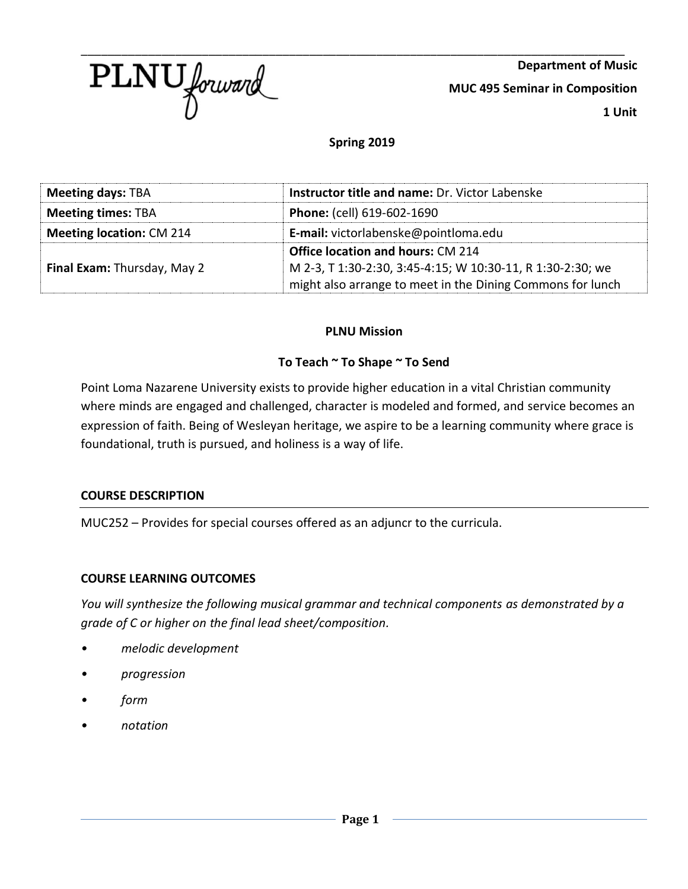PLNU forward

**Department of Music**

**MUC 495 Seminar in Composition**

**1 Unit**

**Spring 2019**

| **Meeting days:** TBA | **Instructor title and name:** Dr. Victor Labenske |
| --- | --- |
| **Meeting times:** TBA | **Phone:** (cell) 619-602-1690 |
| **Meeting location:** CM 214 | **E-mail:** victorlabenske@pointloma.edu |
| **Final Exam:** Thursday, May 2 | **Office location and hours:** CM 214<br>M 2-3, T 1:30-2:30, 3:45-4:15; W 10:30-11, R 1:30-2:30; we might also arrange to meet in the Dining Commons for lunch |

## PLNU Mission

### To Teach ~ To Shape ~ To Send

Point Loma Nazarene University exists to provide higher education in a vital Christian community where minds are engaged and challenged, character is modeled and formed, and service becomes an expression of faith. Being of Wesleyan heritage, we aspire to be a learning community where grace is foundational, truth is pursued, and holiness is a way of life.

## COURSE DESCRIPTION

MUC252 – Provides for special courses offered as an adjuncr to the curricula.

## COURSE LEARNING OUTCOMES

*You will synthesize the following musical grammar and technical components as demonstrated by a grade of C or higher on the final lead sheet/composition.*

- *melodic development*
- *progression*
- *form*
- *notation*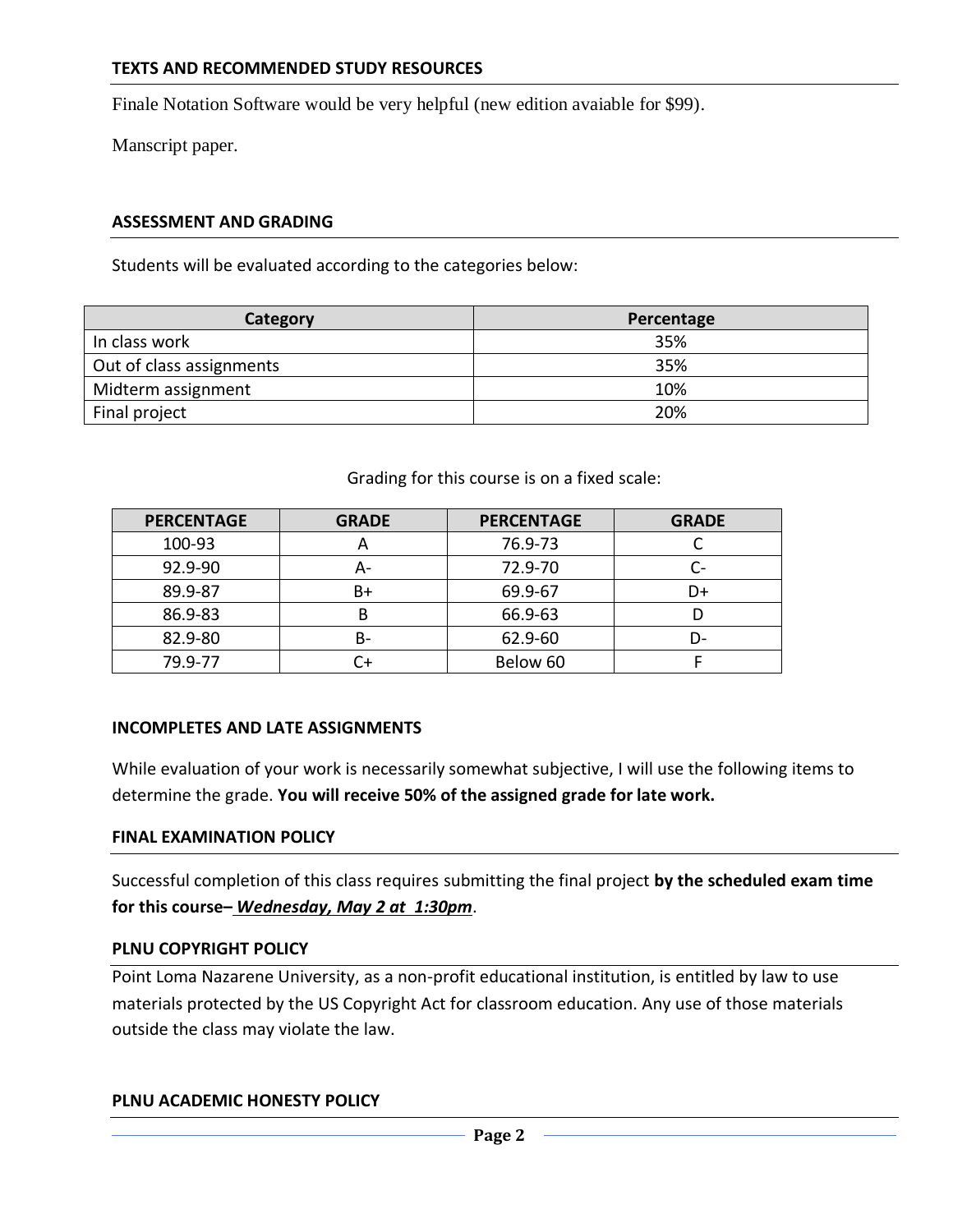## TEXTS AND RECOMMENDED STUDY RESOURCES

Finale Notation Software would be very helpful (new edition avaiable for $99).

Manscript paper.

## ASSESSMENT AND GRADING

Students will be evaluated according to the categories below:

| Category | Percentage |
|---|---|
| In class work | 35% |
| Out of class assignments | 35% |
| Midterm assignment | 10% |
| Final project | 20% |

Grading for this course is on a fixed scale:

| PERCENTAGE | GRADE | PERCENTAGE | GRADE |
|---|---|---|---|
| 100-93 | A | 76.9-73 | C |
| 92.9-90 | A- | 72.9-70 | C- |
| 89.9-87 | B+ | 69.9-67 | D+ |
| 86.9-83 | B | 66.9-63 | D |
| 82.9-80 | B- | 62.9-60 | D- |
| 79.9-77 | C+ | Below 60 | F |

## INCOMPLETES AND LATE ASSIGNMENTS

While evaluation of your work is necessarily somewhat subjective, I will use the following items to determine the grade. **You will receive 50% of the assigned grade for late work.**

## FINAL EXAMINATION POLICY

Successful completion of this class requires submitting the final project **by the scheduled exam time for this course–** ***Wednesday, May 2 at 1:30pm***.

## PLNU COPYRIGHT POLICY

Point Loma Nazarene University, as a non-profit educational institution, is entitled by law to use materials protected by the US Copyright Act for classroom education. Any use of those materials outside the class may violate the law.

## PLNU ACADEMIC HONESTY POLICY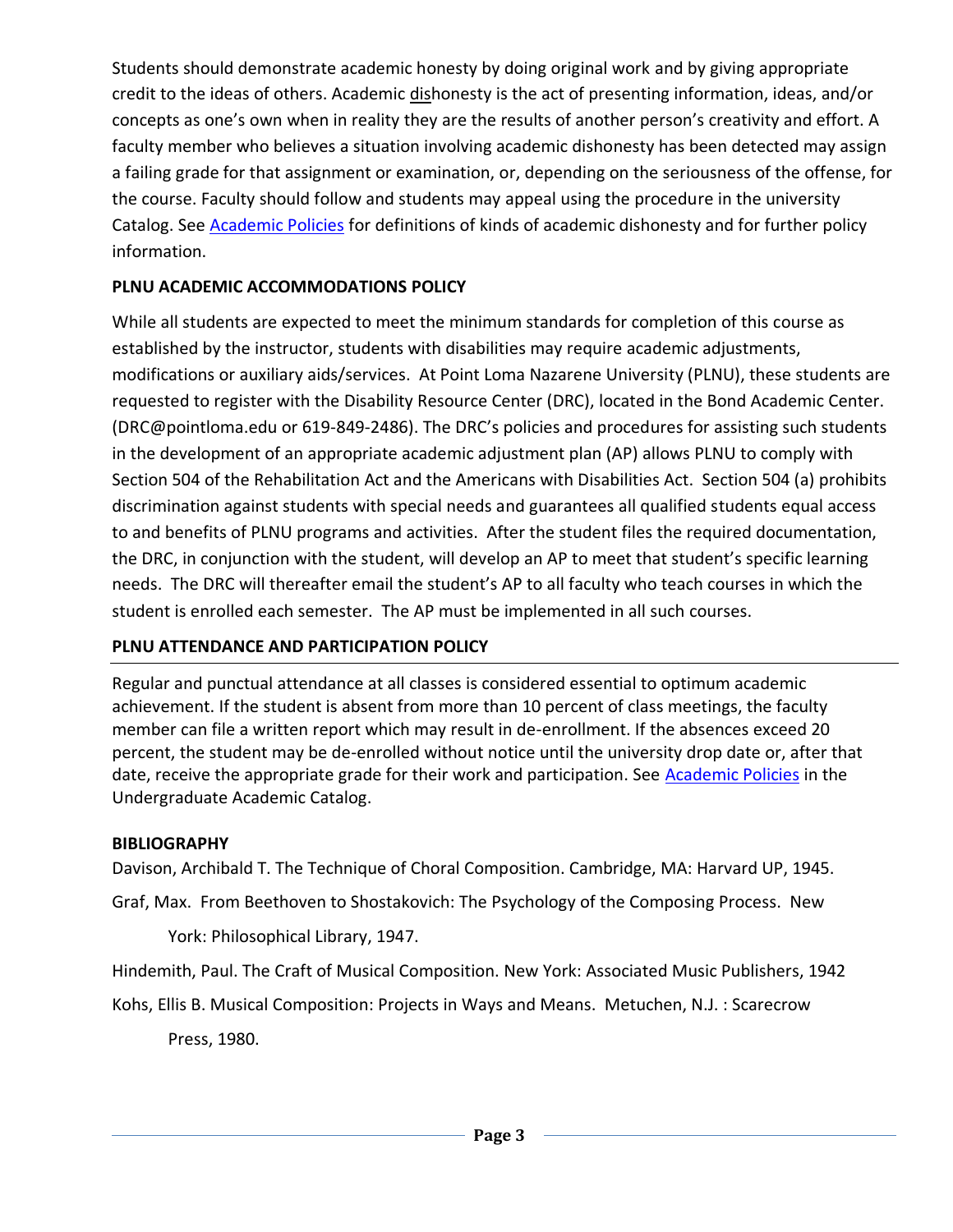Students should demonstrate academic honesty by doing original work and by giving appropriate credit to the ideas of others. Academic dishonesty is the act of presenting information, ideas, and/or concepts as one's own when in reality they are the results of another person's creativity and effort. A faculty member who believes a situation involving academic dishonesty has been detected may assign a failing grade for that assignment or examination, or, depending on the seriousness of the offense, for the course. Faculty should follow and students may appeal using the procedure in the university Catalog. See [Academic Policies] for definitions of kinds of academic dishonesty and for further policy information.

**PLNU ACADEMIC ACCOMMODATIONS POLICY**

While all students are expected to meet the minimum standards for completion of this course as established by the instructor, students with disabilities may require academic adjustments, modifications or auxiliary aids/services. At Point Loma Nazarene University (PLNU), these students are requested to register with the Disability Resource Center (DRC), located in the Bond Academic Center. (DRC@pointloma.edu or 619-849-2486). The DRC's policies and procedures for assisting such students in the development of an appropriate academic adjustment plan (AP) allows PLNU to comply with Section 504 of the Rehabilitation Act and the Americans with Disabilities Act. Section 504 (a) prohibits discrimination against students with special needs and guarantees all qualified students equal access to and benefits of PLNU programs and activities. After the student files the required documentation, the DRC, in conjunction with the student, will develop an AP to meet that student's specific learning needs. The DRC will thereafter email the student's AP to all faculty who teach courses in which the student is enrolled each semester. The AP must be implemented in all such courses.

**PLNU ATTENDANCE AND PARTICIPATION POLICY**

Regular and punctual attendance at all classes is considered essential to optimum academic achievement. If the student is absent from more than 10 percent of class meetings, the faculty member can file a written report which may result in de-enrollment. If the absences exceed 20 percent, the student may be de-enrolled without notice until the university drop date or, after that date, receive the appropriate grade for their work and participation. See [Academic Policies] in the Undergraduate Academic Catalog.

**BIBLIOGRAPHY**

Davison, Archibald T. The Technique of Choral Composition. Cambridge, MA: Harvard UP, 1945.

Graf, Max. From Beethoven to Shostakovich: The Psychology of the Composing Process. New York: Philosophical Library, 1947.

Hindemith, Paul. The Craft of Musical Composition. New York: Associated Music Publishers, 1942

Kohs, Ellis B. Musical Composition: Projects in Ways and Means. Metuchen, N.J. : Scarecrow Press, 1980.